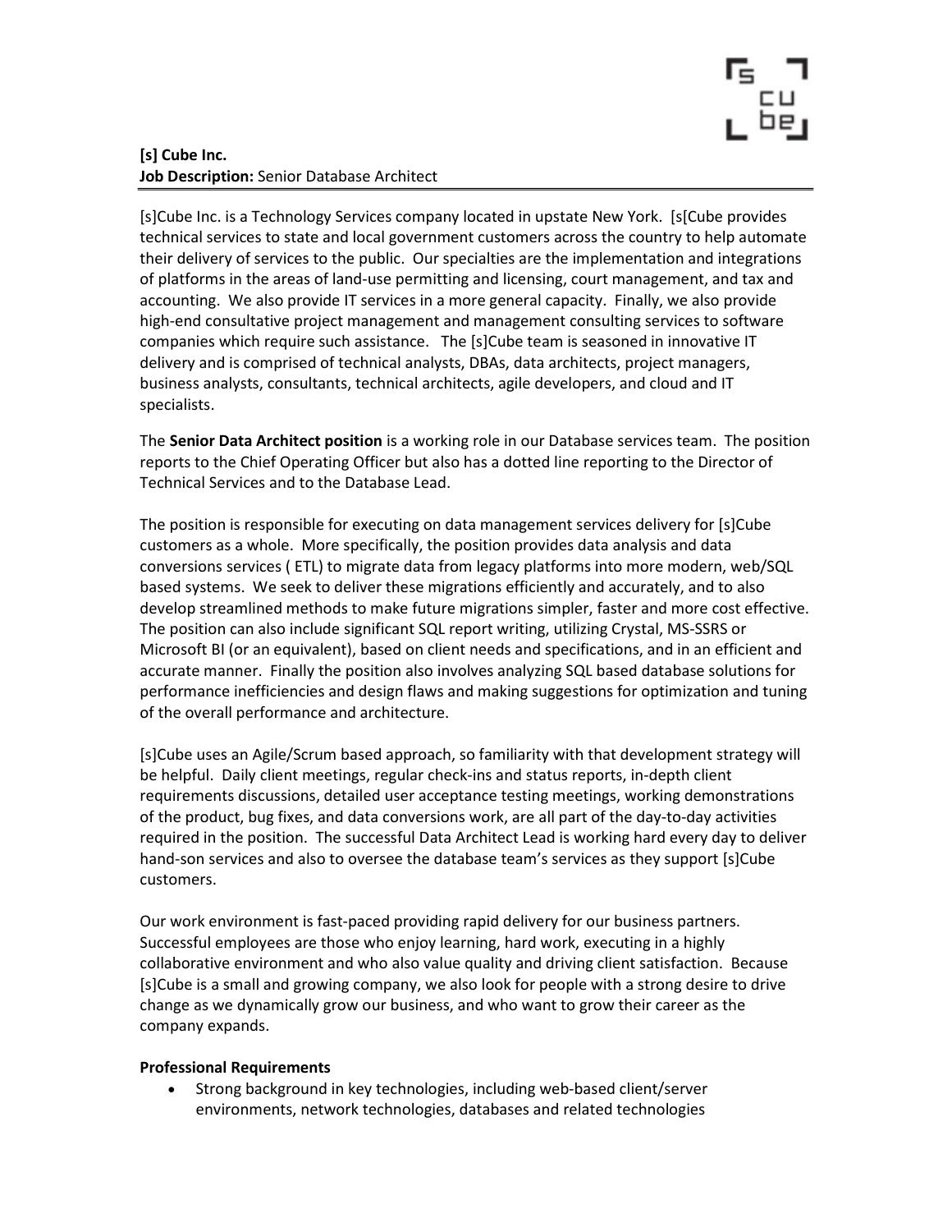**[s] Cube Inc.**
**Job Description:** Senior Database Architect

[s]Cube Inc. is a Technology Services company located in upstate New York. [s[Cube provides technical services to state and local government customers across the country to help automate their delivery of services to the public. Our specialties are the implementation and integrations of platforms in the areas of land-use permitting and licensing, court management, and tax and accounting. We also provide IT services in a more general capacity. Finally, we also provide high-end consultative project management and management consulting services to software companies which require such assistance. The [s]Cube team is seasoned in innovative IT delivery and is comprised of technical analysts, DBAs, data architects, project managers, business analysts, consultants, technical architects, agile developers, and cloud and IT specialists.

The **Senior Data Architect position** is a working role in our Database services team. The position reports to the Chief Operating Officer but also has a dotted line reporting to the Director of Technical Services and to the Database Lead.

The position is responsible for executing on data management services delivery for [s]Cube customers as a whole. More specifically, the position provides data analysis and data conversions services ( ETL) to migrate data from legacy platforms into more modern, web/SQL based systems. We seek to deliver these migrations efficiently and accurately, and to also develop streamlined methods to make future migrations simpler, faster and more cost effective. The position can also include significant SQL report writing, utilizing Crystal, MS-SSRS or Microsoft BI (or an equivalent), based on client needs and specifications, and in an efficient and accurate manner. Finally the position also involves analyzing SQL based database solutions for performance inefficiencies and design flaws and making suggestions for optimization and tuning of the overall performance and architecture.

[s]Cube uses an Agile/Scrum based approach, so familiarity with that development strategy will be helpful. Daily client meetings, regular check-ins and status reports, in-depth client requirements discussions, detailed user acceptance testing meetings, working demonstrations of the product, bug fixes, and data conversions work, are all part of the day-to-day activities required in the position. The successful Data Architect Lead is working hard every day to deliver hand-son services and also to oversee the database team's services as they support [s]Cube customers.

Our work environment is fast-paced providing rapid delivery for our business partners. Successful employees are those who enjoy learning, hard work, executing in a highly collaborative environment and who also value quality and driving client satisfaction. Because [s]Cube is a small and growing company, we also look for people with a strong desire to drive change as we dynamically grow our business, and who want to grow their career as the company expands.

**Professional Requirements**

- Strong background in key technologies, including web-based client/server environments, network technologies, databases and related technologies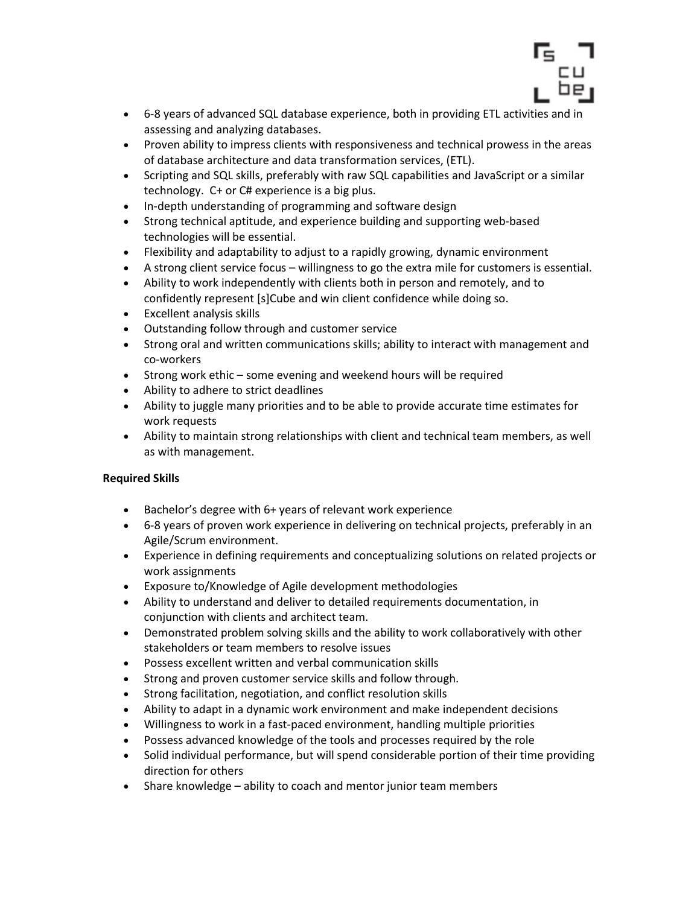- 6-8 years of advanced SQL database experience, both in providing ETL activities and in assessing and analyzing databases.
- Proven ability to impress clients with responsiveness and technical prowess in the areas of database architecture and data transformation services, (ETL).
- Scripting and SQL skills, preferably with raw SQL capabilities and JavaScript or a similar technology. C+ or C# experience is a big plus.
- In-depth understanding of programming and software design
- Strong technical aptitude, and experience building and supporting web-based technologies will be essential.
- Flexibility and adaptability to adjust to a rapidly growing, dynamic environment
- A strong client service focus – willingness to go the extra mile for customers is essential.
- Ability to work independently with clients both in person and remotely, and to confidently represent [s]Cube and win client confidence while doing so.
- Excellent analysis skills
- Outstanding follow through and customer service
- Strong oral and written communications skills; ability to interact with management and co-workers
- Strong work ethic – some evening and weekend hours will be required
- Ability to adhere to strict deadlines
- Ability to juggle many priorities and to be able to provide accurate time estimates for work requests
- Ability to maintain strong relationships with client and technical team members, as well as with management.

**Required Skills**

- Bachelor's degree with 6+ years of relevant work experience
- 6-8 years of proven work experience in delivering on technical projects, preferably in an Agile/Scrum environment.
- Experience in defining requirements and conceptualizing solutions on related projects or work assignments
- Exposure to/Knowledge of Agile development methodologies
- Ability to understand and deliver to detailed requirements documentation, in conjunction with clients and architect team.
- Demonstrated problem solving skills and the ability to work collaboratively with other stakeholders or team members to resolve issues
- Possess excellent written and verbal communication skills
- Strong and proven customer service skills and follow through.
- Strong facilitation, negotiation, and conflict resolution skills
- Ability to adapt in a dynamic work environment and make independent decisions
- Willingness to work in a fast-paced environment, handling multiple priorities
- Possess advanced knowledge of the tools and processes required by the role
- Solid individual performance, but will spend considerable portion of their time providing direction for others
- Share knowledge – ability to coach and mentor junior team members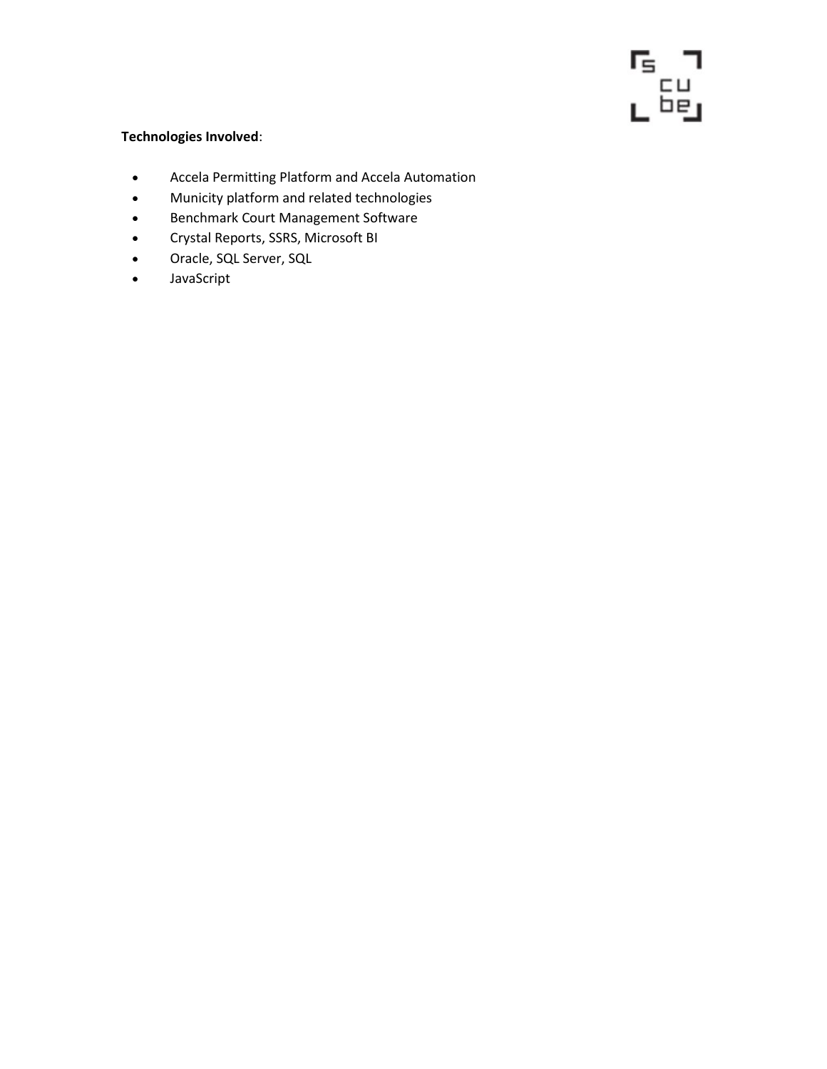**Technologies Involved**:

- Accela Permitting Platform and Accela Automation
- Municity platform and related technologies
- Benchmark Court Management Software
- Crystal Reports, SSRS, Microsoft BI
- Oracle, SQL Server, SQL
- JavaScript